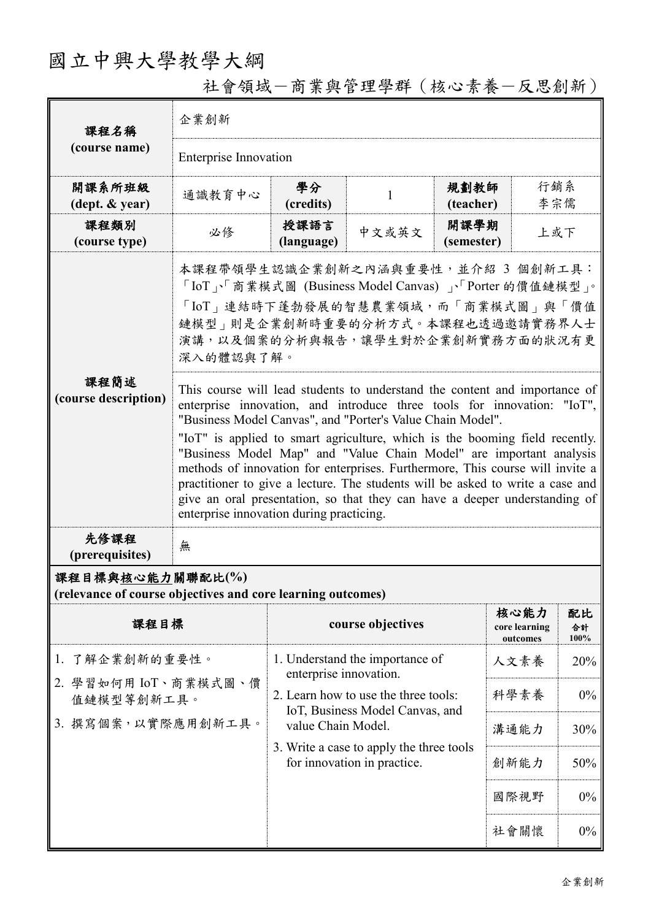# 國立中興大學教學大綱

## 社會領域－商業與管理學群（核心素養－反思創新）

| 課程名稱 (course name) | 企業創新 | | | | |
|---|---|---|---|---|---|
| | Enterprise Innovation | | | | |
| 開課系所班級 (dept. & year) | 通識教育中心 | 學分 (credits) | 1 | 規劃教師 (teacher) | 行銷系 李宗儒 |
| 課程類別 (course type) | 必修 | 授課語言 (language) | 中文或英文 | 開課學期 (semester) | 上或下 |
| 課程簡述 (course description) | 本課程帶領學生認識企業創新之內涵與重要性，並介紹 3 個創新工具：「IoT」、「商業模式圖 (Business Model Canvas) 」、「Porter 的價值鏈模型」。「IoT」連結時下蓬勃發展的智慧農業領域，而「商業模式圖」與「價值鏈模型」則是企業創新時重要的分析方式。本課程也透過邀請實務界人士演講，以及個案的分析與報告，讓學生對於企業創新實務方面的狀況有更深入的體認與了解。 | | | | |
| | This course will lead students to understand the content and importance of enterprise innovation, and introduce three tools for innovation: "IoT", "Business Model Canvas", and "Porter's Value Chain Model".<br>"IoT" is applied to smart agriculture, which is the booming field recently. "Business Model Map" and "Value Chain Model" are important analysis methods of innovation for enterprises. Furthermore, This course will invite a practitioner to give a lecture. The students will be asked to write a case and give an oral presentation, so that they can have a deeper understanding of enterprise innovation during practicing. | | | | |
| 先修課程 (prerequisites) | 無 | | | | |

**課程目標與核心能力關聯配比(%)**
**(relevance of course objectives and core learning outcomes)**

| 課程目標 | course objectives | 核心能力 core learning outcomes | 配比 合計100% |
|---|---|---|---|
| 1. 了解企業創新的重要性。<br>2. 學習如何用 IoT、商業模式圖、價值鏈模型等創新工具。<br>3. 撰寫個案，以實際應用創新工具。 | 1. Understand the importance of enterprise innovation.<br>2. Learn how to use the three tools: IoT, Business Model Canvas, and value Chain Model.<br>3. Write a case to apply the three tools for innovation in practice. | 人文素養 | 20% |
| | | 科學素養 | 0% |
| | | 溝通能力 | 30% |
| | | 創新能力 | 50% |
| | | 國際視野 | 0% |
| | | 社會關懷 | 0% |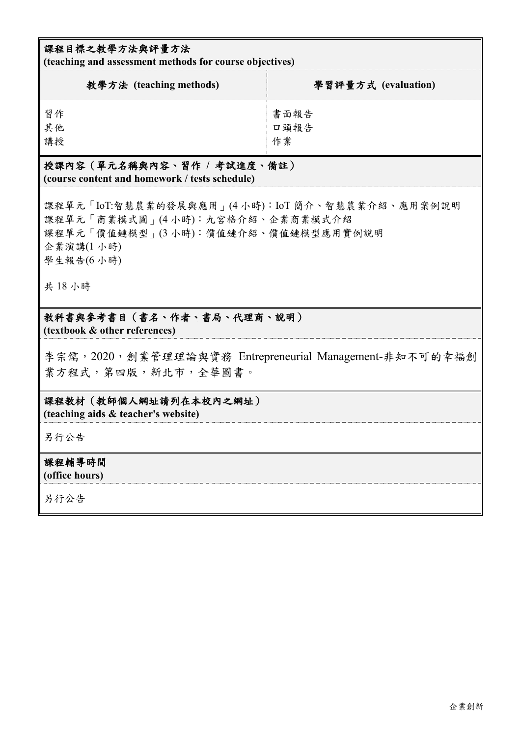**課程目標之教學方法與評量方法**
**(teaching and assessment methods for course objectives)**

| 教學方法 (teaching methods) | 學習評量方式 (evaluation) |
| --- | --- |
| 習作<br>其他<br>講授 | 書面報告<br>口頭報告<br>作業 |

**授課內容（單元名稱與內容、習作 / 考試進度、備註）**
**(course content and homework / tests schedule)**

課程單元「IoT:智慧農業的發展與應用」(4 小時)：IoT 簡介、智慧農業介紹、應用案例說明
課程單元「商業模式圖」(4 小時)：九宮格介紹、企業商業模式介紹
課程單元「價值鏈模型」(3 小時)：價值鏈介紹、價值鏈模型應用實例說明
企業演講(1 小時)
學生報告(6 小時)

共 18 小時

**教科書與參考書目（書名、作者、書局、代理商、說明）**
**(textbook & other references)**

李宗儒，2020，創業管理理論與實務 Entrepreneurial Management-非知不可的幸福創業方程式，第四版，新北市，全華圖書。

**課程教材（教師個人網址請列在本校內之網址）**
**(teaching aids & teacher's website)**

另行公告

**課程輔導時間**
**(office hours)**

另行公告